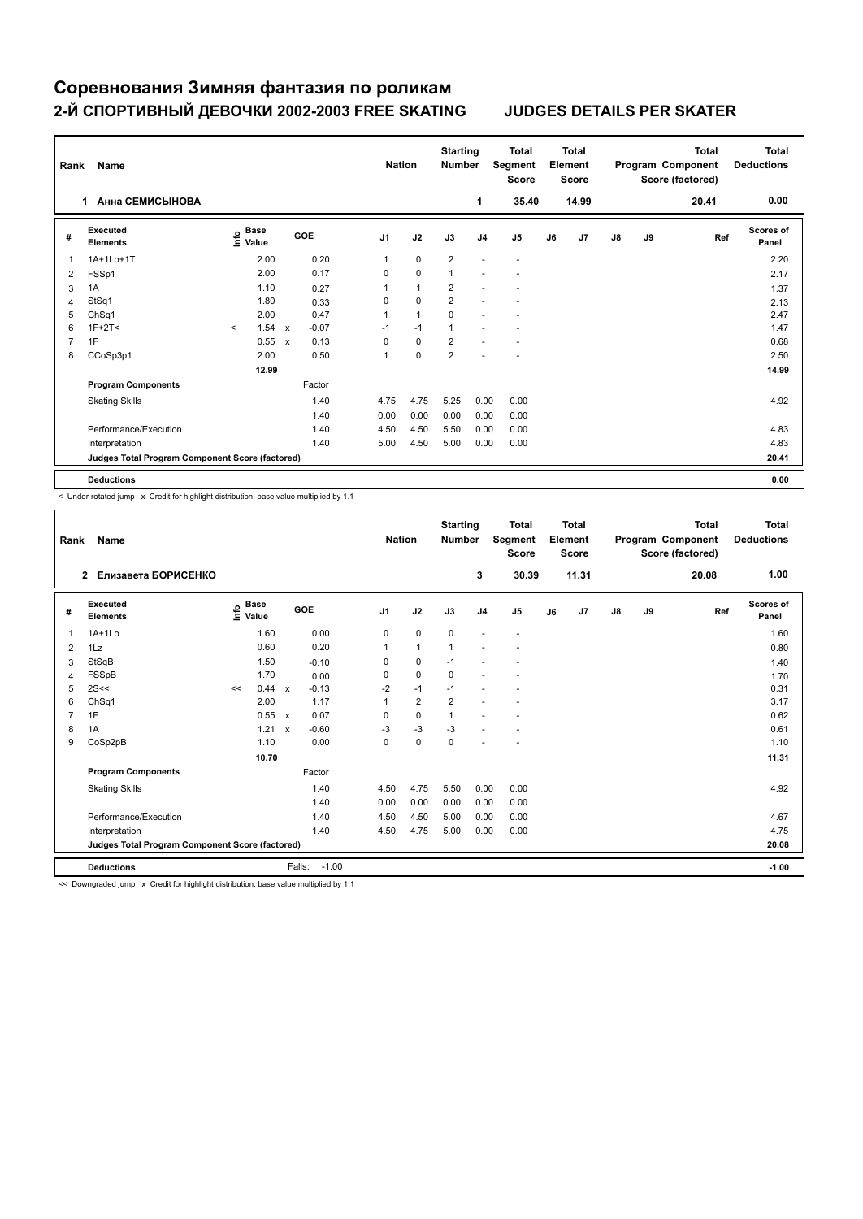# Соревнования Зимняя фантазия по роликам

## 2-Й СПОРТИВНЫЙ ДЕВОЧКИ 2002-2003 FREE SKATING — JUDGES DETAILS PER SKATER

| Rank | Name | Nation | Starting Number | Total Segment Score | Total Element Score | Total Program Component Score (factored) | Total Deductions |
|---|---|---|---|---|---|---|---|
| 1 | Анна СЕМИСЫНОВА | | 1 | 35.40 | 14.99 | 20.41 | 0.00 |

| # | Executed Elements | Info | Base Value | | GOE | J1 | J2 | J3 | J4 | J5 | J6 | J7 | J8 | J9 | Ref | Scores of Panel |
|---|---|---|---|---|---|---|---|---|---|---|---|---|---|---|---|---|
| 1 | 1A+1Lo+1T | | 2.00 | | 0.20 | 1 | 0 | 2 | - | - | | | | | | 2.20 |
| 2 | FSSp1 | | 2.00 | | 0.17 | 0 | 0 | 1 | - | - | | | | | | 2.17 |
| 3 | 1A | | 1.10 | | 0.27 | 1 | 1 | 2 | - | - | | | | | | 1.37 |
| 4 | StSq1 | | 1.80 | | 0.33 | 0 | 0 | 2 | - | - | | | | | | 2.13 |
| 5 | ChSq1 | | 2.00 | | 0.47 | 1 | 1 | 0 | - | - | | | | | | 2.47 |
| 6 | 1F+2T< | < | 1.54 | x | -0.07 | -1 | -1 | 1 | - | - | | | | | | 1.47 |
| 7 | 1F | | 0.55 | x | 0.13 | 0 | 0 | 2 | - | - | | | | | | 0.68 |
| 8 | CCoSp3p1 | | 2.00 | | 0.50 | 1 | 0 | 2 | - | - | | | | | | 2.50 |
| | | | 12.99 | | | | | | | | | | | | | 14.99 |
| | **Program Components** | | | | Factor | | | | | | | | | | | |
| | Skating Skills | | | | 1.40 | 4.75 | 4.75 | 5.25 | 0.00 | 0.00 | | | | | | 4.92 |
| | | | | | 1.40 | 0.00 | 0.00 | 0.00 | 0.00 | 0.00 | | | | | | |
| | Performance/Execution | | | | 1.40 | 4.50 | 4.50 | 5.50 | 0.00 | 0.00 | | | | | | 4.83 |
| | Interpretation | | | | 1.40 | 5.00 | 4.50 | 5.00 | 0.00 | 0.00 | | | | | | 4.83 |
| | **Judges Total Program Component Score (factored)** | | | | | | | | | | | | | | | 20.41 |
| | **Deductions** | | | | | | | | | | | | | | | 0.00 |

< Under-rotated jump x Credit for highlight distribution, base value multiplied by 1.1

| Rank | Name | Nation | Starting Number | Total Segment Score | Total Element Score | Total Program Component Score (factored) | Total Deductions |
|---|---|---|---|---|---|---|---|
| 2 | Елизавета БОРИСЕНКО | | 3 | 30.39 | 11.31 | 20.08 | 1.00 |

| # | Executed Elements | Info | Base Value | | GOE | J1 | J2 | J3 | J4 | J5 | J6 | J7 | J8 | J9 | Ref | Scores of Panel |
|---|---|---|---|---|---|---|---|---|---|---|---|---|---|---|---|---|
| 1 | 1A+1Lo | | 1.60 | | 0.00 | 0 | 0 | 0 | - | - | | | | | | 1.60 |
| 2 | 1Lz | | 0.60 | | 0.20 | 1 | 1 | 1 | - | - | | | | | | 0.80 |
| 3 | StSqB | | 1.50 | | -0.10 | 0 | 0 | -1 | - | - | | | | | | 1.40 |
| 4 | FSSpB | | 1.70 | | 0.00 | 0 | 0 | 0 | - | - | | | | | | 1.70 |
| 5 | 2S<< | << | 0.44 | x | -0.13 | -2 | -1 | -1 | - | - | | | | | | 0.31 |
| 6 | ChSq1 | | 2.00 | | 1.17 | 1 | 2 | 2 | - | - | | | | | | 3.17 |
| 7 | 1F | | 0.55 | x | 0.07 | 0 | 0 | 1 | - | - | | | | | | 0.62 |
| 8 | 1A | | 1.21 | x | -0.60 | -3 | -3 | -3 | - | - | | | | | | 0.61 |
| 9 | CoSp2pB | | 1.10 | | 0.00 | 0 | 0 | 0 | - | - | | | | | | 1.10 |
| | | | 10.70 | | | | | | | | | | | | | 11.31 |
| | **Program Components** | | | | Factor | | | | | | | | | | | |
| | Skating Skills | | | | 1.40 | 4.50 | 4.75 | 5.50 | 0.00 | 0.00 | | | | | | 4.92 |
| | | | | | 1.40 | 0.00 | 0.00 | 0.00 | 0.00 | 0.00 | | | | | | |
| | Performance/Execution | | | | 1.40 | 4.50 | 4.50 | 5.00 | 0.00 | 0.00 | | | | | | 4.67 |
| | Interpretation | | | | 1.40 | 4.50 | 4.75 | 5.00 | 0.00 | 0.00 | | | | | | 4.75 |
| | **Judges Total Program Component Score (factored)** | | | | | | | | | | | | | | | 20.08 |
| | **Deductions** | | | | Falls: -1.00 | | | | | | | | | | | -1.00 |

<< Downgraded jump x Credit for highlight distribution, base value multiplied by 1.1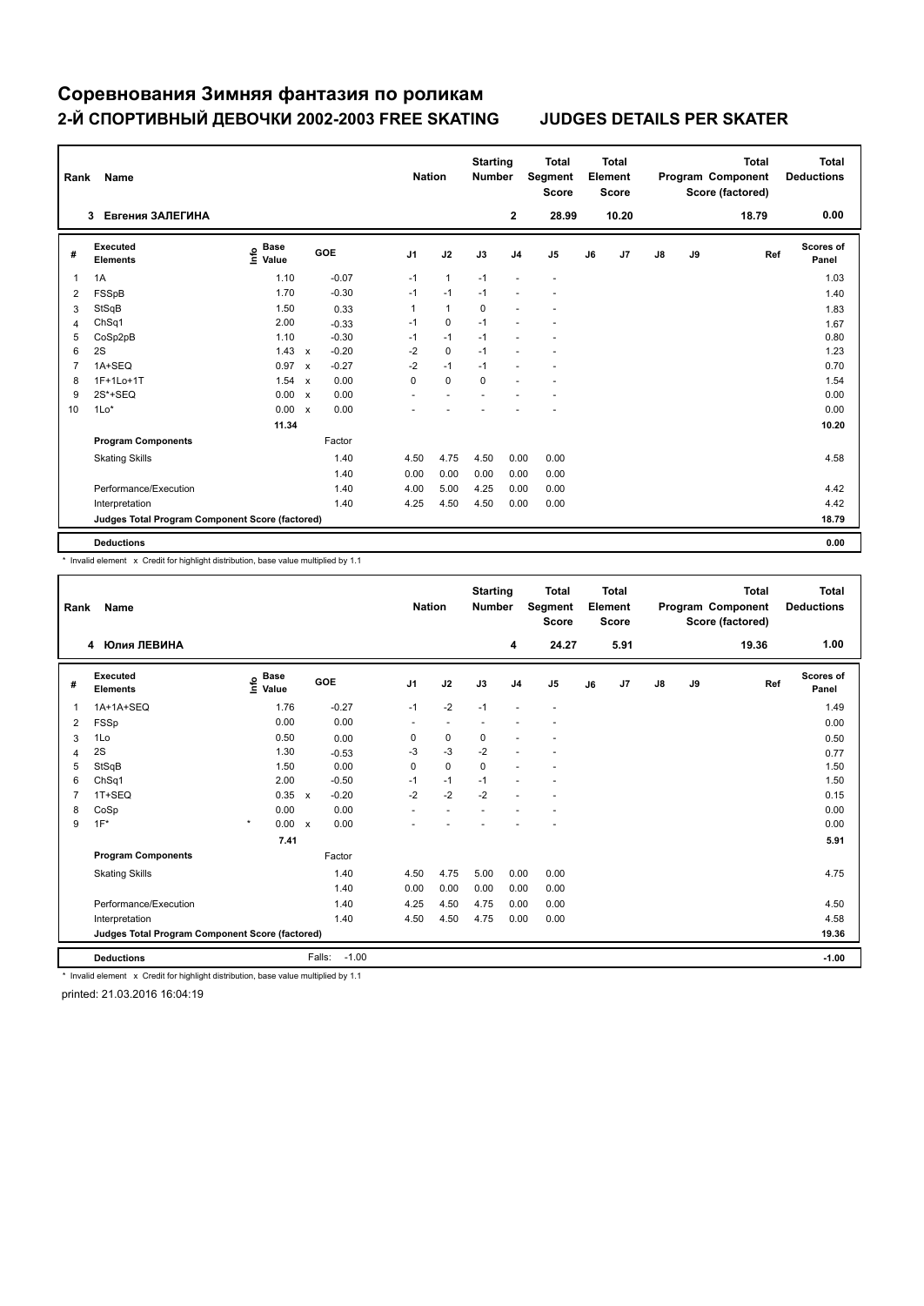# Соревнования Зимняя фантазия по роликам

## 2-Й СПОРТИВНЫЙ ДЕВОЧКИ 2002-2003 FREE SKATING

## JUDGES DETAILS PER SKATER

| Rank | Name | Nation | Starting Number | Total Segment Score | Total Element Score | Total Program Component Score (factored) | Total Deductions |
|---|---|---|---|---|---|---|---|
| 3 | Евгения ЗАЛЕГИНА | | 2 | 28.99 | 10.20 | 18.79 | 0.00 |

| # | Executed Elements | Info | Base Value | | GOE | J1 | J2 | J3 | J4 | J5 | J6 | J7 | J8 | J9 | Ref | Scores of Panel |
|---|---|---|---|---|---|---|---|---|---|---|---|---|---|---|---|---|
| 1 | 1A | | 1.10 | | -0.07 | -1 | 1 | -1 | - | - | | | | | | 1.03 |
| 2 | FSSpB | | 1.70 | | -0.30 | -1 | -1 | -1 | - | - | | | | | | 1.40 |
| 3 | StSqB | | 1.50 | | 0.33 | 1 | 1 | 0 | - | - | | | | | | 1.83 |
| 4 | ChSq1 | | 2.00 | | -0.33 | -1 | 0 | -1 | - | - | | | | | | 1.67 |
| 5 | CoSp2pB | | 1.10 | | -0.30 | -1 | -1 | -1 | - | - | | | | | | 0.80 |
| 6 | 2S | | 1.43 | x | -0.20 | -2 | 0 | -1 | - | - | | | | | | 1.23 |
| 7 | 1A+SEQ | | 0.97 | x | -0.27 | -2 | -1 | -1 | - | - | | | | | | 0.70 |
| 8 | 1F+1Lo+1T | | 1.54 | x | 0.00 | 0 | 0 | 0 | - | - | | | | | | 1.54 |
| 9 | 2S*+SEQ | | 0.00 | x | 0.00 | - | - | - | - | - | | | | | | 0.00 |
| 10 | 1Lo* | | 0.00 | x | 0.00 | - | - | - | - | - | | | | | | 0.00 |
| | | | 11.34 | | | | | | | | | | | | | 10.20 |
| | **Program Components** | | | | Factor | | | | | | | | | | | |
| | Skating Skills | | | | 1.40 | 4.50 | 4.75 | 4.50 | 0.00 | 0.00 | | | | | | 4.58 |
| | | | | | 1.40 | 0.00 | 0.00 | 0.00 | 0.00 | 0.00 | | | | | | |
| | Performance/Execution | | | | 1.40 | 4.00 | 5.00 | 4.25 | 0.00 | 0.00 | | | | | | 4.42 |
| | Interpretation | | | | 1.40 | 4.25 | 4.50 | 4.50 | 0.00 | 0.00 | | | | | | 4.42 |
| | **Judges Total Program Component Score (factored)** | | | | | | | | | | | | | | | 18.79 |
| | **Deductions** | | | | | | | | | | | | | | | 0.00 |

\* Invalid element x Credit for highlight distribution, base value multiplied by 1.1

| Rank | Name | Nation | Starting Number | Total Segment Score | Total Element Score | Total Program Component Score (factored) | Total Deductions |
|---|---|---|---|---|---|---|---|
| 4 | Юлия ЛЕВИНА | | 4 | 24.27 | 5.91 | 19.36 | 1.00 |

| # | Executed Elements | Info | Base Value | | GOE | J1 | J2 | J3 | J4 | J5 | J6 | J7 | J8 | J9 | Ref | Scores of Panel |
|---|---|---|---|---|---|---|---|---|---|---|---|---|---|---|---|---|
| 1 | 1A+1A+SEQ | | 1.76 | | -0.27 | -1 | -2 | -1 | - | - | | | | | | 1.49 |
| 2 | FSSp | | 0.00 | | 0.00 | - | - | - | - | - | | | | | | 0.00 |
| 3 | 1Lo | | 0.50 | | 0.00 | 0 | 0 | 0 | - | - | | | | | | 0.50 |
| 4 | 2S | | 1.30 | | -0.53 | -3 | -3 | -2 | - | - | | | | | | 0.77 |
| 5 | StSqB | | 1.50 | | 0.00 | 0 | 0 | 0 | - | - | | | | | | 1.50 |
| 6 | ChSq1 | | 2.00 | | -0.50 | -1 | -1 | -1 | - | - | | | | | | 1.50 |
| 7 | 1T+SEQ | | 0.35 | x | -0.20 | -2 | -2 | -2 | - | - | | | | | | 0.15 |
| 8 | CoSp | | 0.00 | | 0.00 | - | - | - | - | - | | | | | | 0.00 |
| 9 | 1F* | * | 0.00 | x | 0.00 | - | - | - | - | - | | | | | | 0.00 |
| | | | 7.41 | | | | | | | | | | | | | 5.91 |
| | **Program Components** | | | | Factor | | | | | | | | | | | |
| | Skating Skills | | | | 1.40 | 4.50 | 4.75 | 5.00 | 0.00 | 0.00 | | | | | | 4.75 |
| | | | | | 1.40 | 0.00 | 0.00 | 0.00 | 0.00 | 0.00 | | | | | | |
| | Performance/Execution | | | | 1.40 | 4.25 | 4.50 | 4.75 | 0.00 | 0.00 | | | | | | 4.50 |
| | Interpretation | | | | 1.40 | 4.50 | 4.50 | 4.75 | 0.00 | 0.00 | | | | | | 4.58 |
| | **Judges Total Program Component Score (factored)** | | | | | | | | | | | | | | | 19.36 |
| | **Deductions** | | | | Falls: -1.00 | | | | | | | | | | | -1.00 |

\* Invalid element x Credit for highlight distribution, base value multiplied by 1.1

printed: 21.03.2016 16:04:19